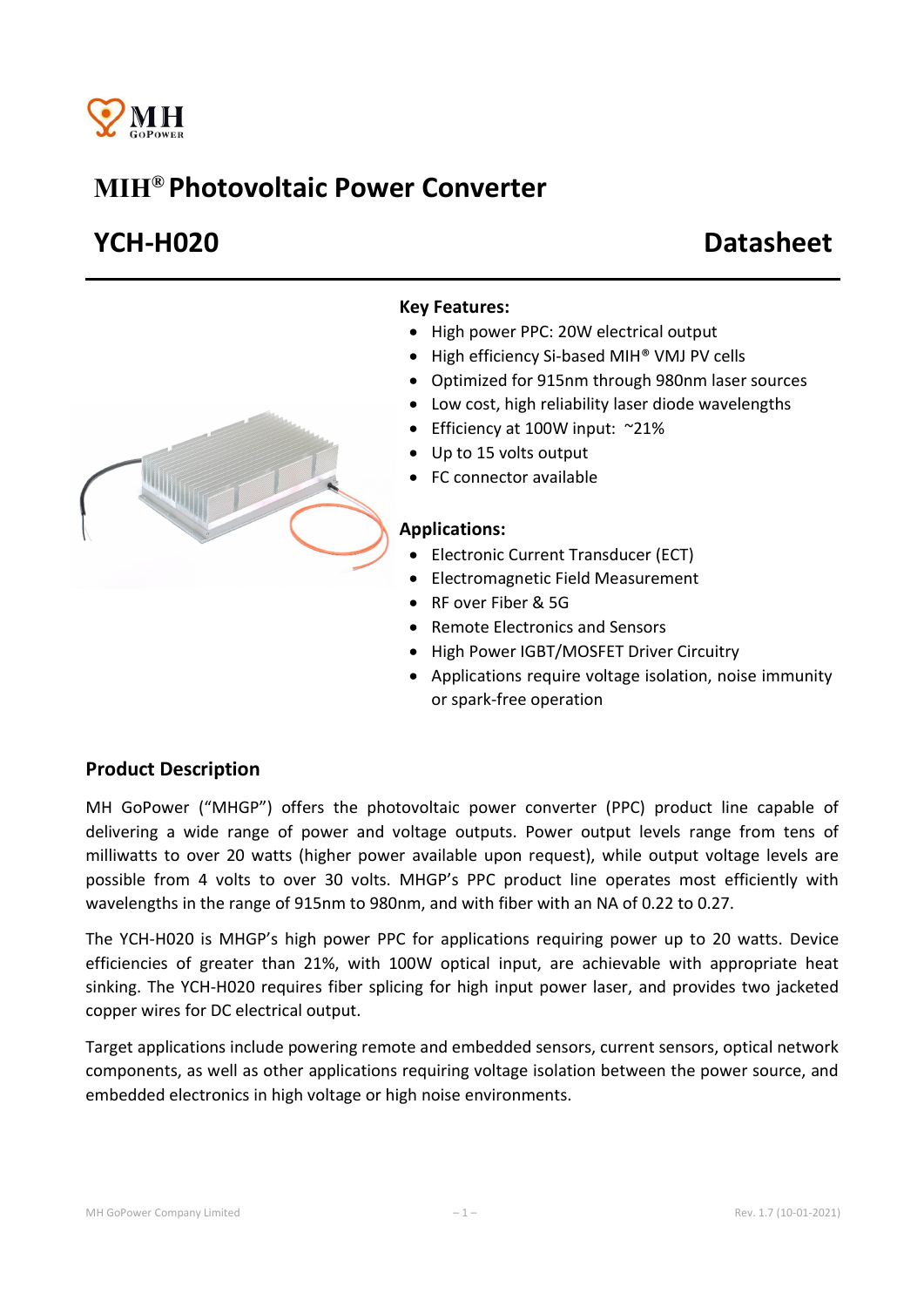# MIH® Photovoltaic Power Converter

## YCH-H020

## Datasheet

### Key Features:

- High power PPC: 20W electrical output
- High efficiency Si-based MIH® VMJ PV cells
- Optimized for 915nm through 980nm laser sources
- Low cost, high reliability laser diode wavelengths
- Efficiency at 100W input: ~21%
- Up to 15 volts output
- FC connector available

### Applications:

- Electronic Current Transducer (ECT)
- Electromagnetic Field Measurement
- RF over Fiber & 5G
- Remote Electronics and Sensors
- High Power IGBT/MOSFET Driver Circuitry
- Applications require voltage isolation, noise immunity or spark-free operation

### Product Description

MH GoPower ("MHGP") offers the photovoltaic power converter (PPC) product line capable of delivering a wide range of power and voltage outputs. Power output levels range from tens of milliwatts to over 20 watts (higher power available upon request), while output voltage levels are possible from 4 volts to over 30 volts. MHGP's PPC product line operates most efficiently with wavelengths in the range of 915nm to 980nm, and with fiber with an NA of 0.22 to 0.27.

The YCH-H020 is MHGP's high power PPC for applications requiring power up to 20 watts. Device efficiencies of greater than 21%, with 100W optical input, are achievable with appropriate heat sinking. The YCH-H020 requires fiber splicing for high input power laser, and provides two jacketed copper wires for DC electrical output.

Target applications include powering remote and embedded sensors, current sensors, optical network components, as well as other applications requiring voltage isolation between the power source, and embedded electronics in high voltage or high noise environments.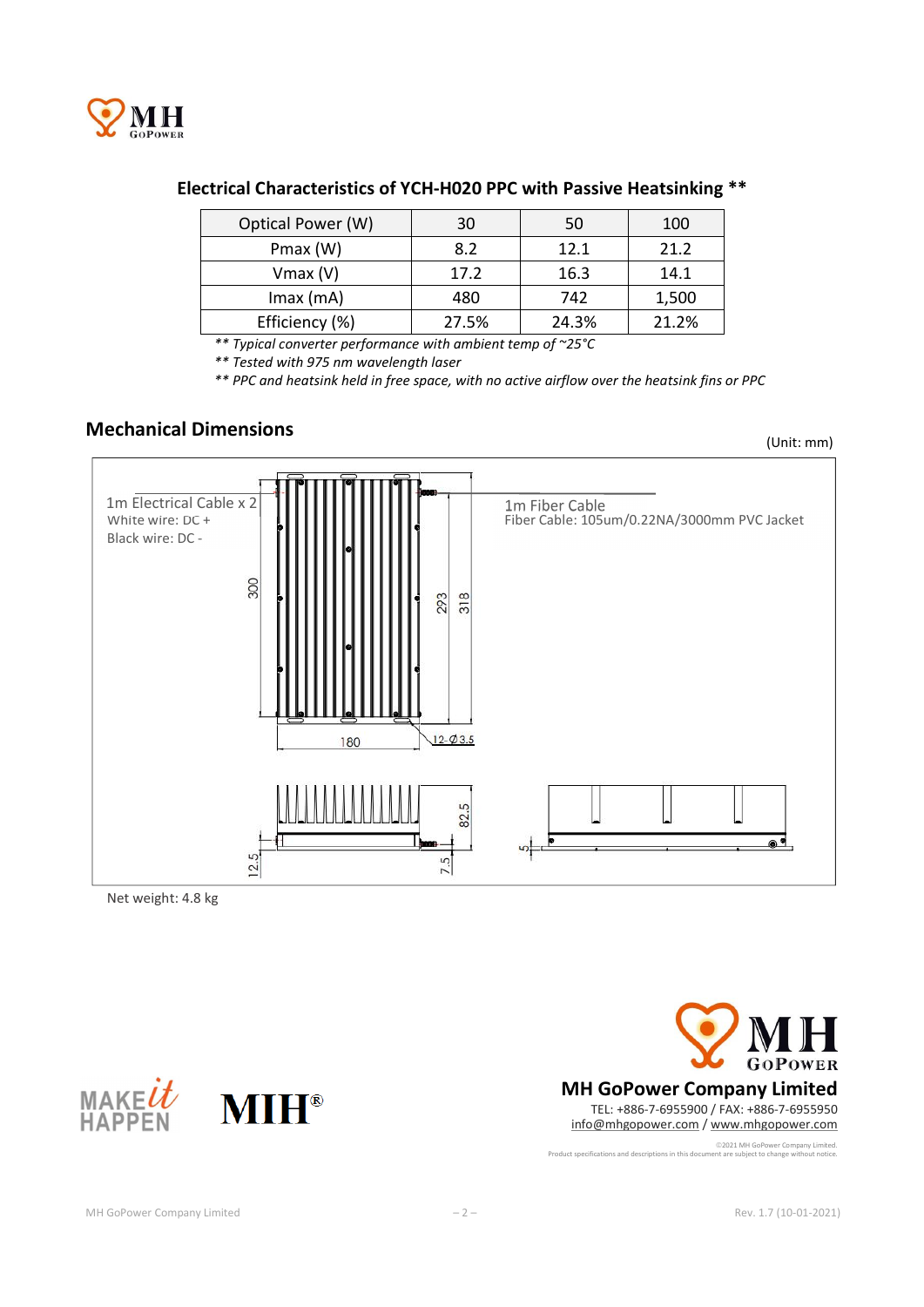## Electrical Characteristics of YCH-H020 PPC with Passive Heatsinking **

| Optical Power (W) | 30 | 50 | 100 |
|---|---|---|---|
| Pmax (W) | 8.2 | 12.1 | 21.2 |
| Vmax (V) | 17.2 | 16.3 | 14.1 |
| Imax (mA) | 480 | 742 | 1,500 |
| Efficiency (%) | 27.5% | 24.3% | 21.2% |

*** Typical converter performance with ambient temp of ~25°C*

*** Tested with 975 nm wavelength laser*

*** PPC and heatsink held in free space, with no active airflow over the heatsink fins or PPC*

## Mechanical Dimensions

(Unit: mm)

1m Electrical Cable x 2
White wire: DC +
Black wire: DC -

1m Fiber Cable
Fiber Cable: 105um/0.22NA/3000mm PVC Jacket

300
293
318
180
12-Ø3.5
82.5
12.5
7.5
5

Net weight: 4.8 kg

**MH GoPower Company Limited**

TEL: +886-7-6955900 / FAX: +886-7-6955950

info@mhgopower.com / www.mhgopower.com

©2021 MH GoPower Company Limited.
Product specifications and descriptions in this document are subject to change without notice.